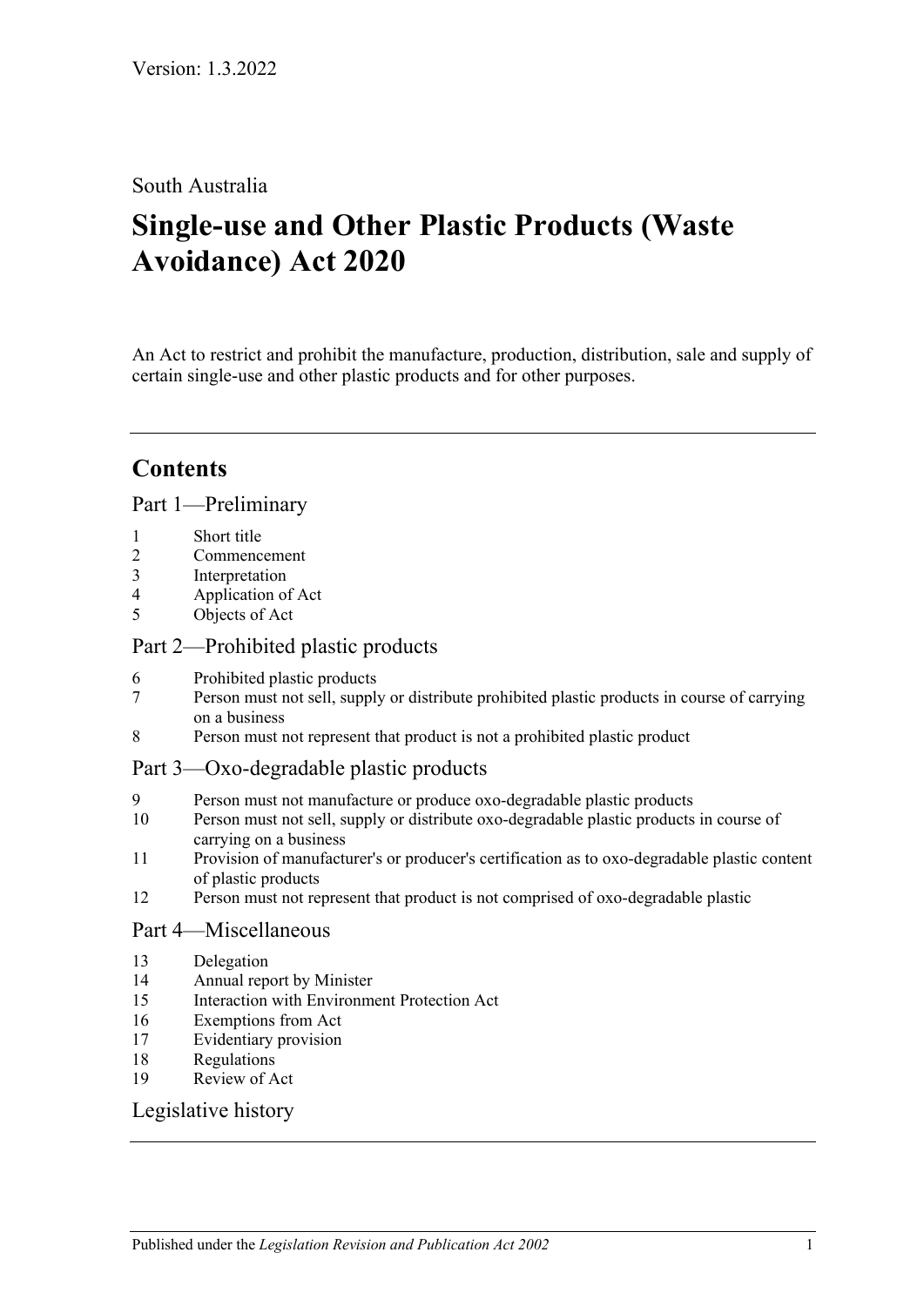Version: 1.3.2022

South Australia

# Single-use and Other Plastic Products (Waste Avoidance) Act 2020

An Act to restrict and prohibit the manufacture, production, distribution, sale and supply of certain single-use and other plastic products and for other purposes.

## Contents

### Part 1—Preliminary

1 Short title
2 Commencement
3 Interpretation
4 Application of Act
5 Objects of Act

### Part 2—Prohibited plastic products

6 Prohibited plastic products
7 Person must not sell, supply or distribute prohibited plastic products in course of carrying on a business
8 Person must not represent that product is not a prohibited plastic product

### Part 3—Oxo-degradable plastic products

9 Person must not manufacture or produce oxo-degradable plastic products
10 Person must not sell, supply or distribute oxo-degradable plastic products in course of carrying on a business
11 Provision of manufacturer's or producer's certification as to oxo-degradable plastic content of plastic products
12 Person must not represent that product is not comprised of oxo-degradable plastic

### Part 4—Miscellaneous

13 Delegation
14 Annual report by Minister
15 Interaction with Environment Protection Act
16 Exemptions from Act
17 Evidentiary provision
18 Regulations
19 Review of Act

### Legislative history

Published under the *Legislation Revision and Publication Act 2002*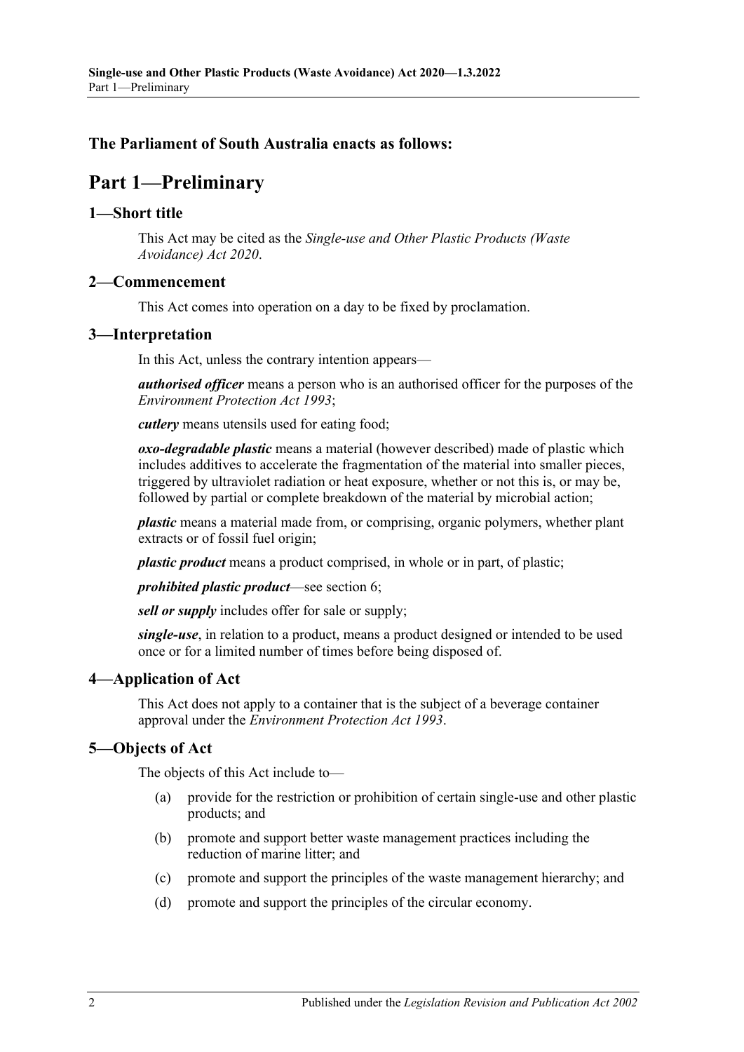**The Parliament of South Australia enacts as follows:**

# Part 1—Preliminary

## 1—Short title

This Act may be cited as the *Single-use and Other Plastic Products (Waste Avoidance) Act 2020*.

## 2—Commencement

This Act comes into operation on a day to be fixed by proclamation.

## 3—Interpretation

In this Act, unless the contrary intention appears—

***authorised officer*** means a person who is an authorised officer for the purposes of the *Environment Protection Act 1993*;

***cutlery*** means utensils used for eating food;

***oxo-degradable plastic*** means a material (however described) made of plastic which includes additives to accelerate the fragmentation of the material into smaller pieces, triggered by ultraviolet radiation or heat exposure, whether or not this is, or may be, followed by partial or complete breakdown of the material by microbial action;

***plastic*** means a material made from, or comprising, organic polymers, whether plant extracts or of fossil fuel origin;

***plastic product*** means a product comprised, in whole or in part, of plastic;

***prohibited plastic product***—see section 6;

***sell or supply*** includes offer for sale or supply;

***single-use***, in relation to a product, means a product designed or intended to be used once or for a limited number of times before being disposed of.

## 4—Application of Act

This Act does not apply to a container that is the subject of a beverage container approval under the *Environment Protection Act 1993*.

## 5—Objects of Act

The objects of this Act include to—

(a) provide for the restriction or prohibition of certain single-use and other plastic products; and

(b) promote and support better waste management practices including the reduction of marine litter; and

(c) promote and support the principles of the waste management hierarchy; and

(d) promote and support the principles of the circular economy.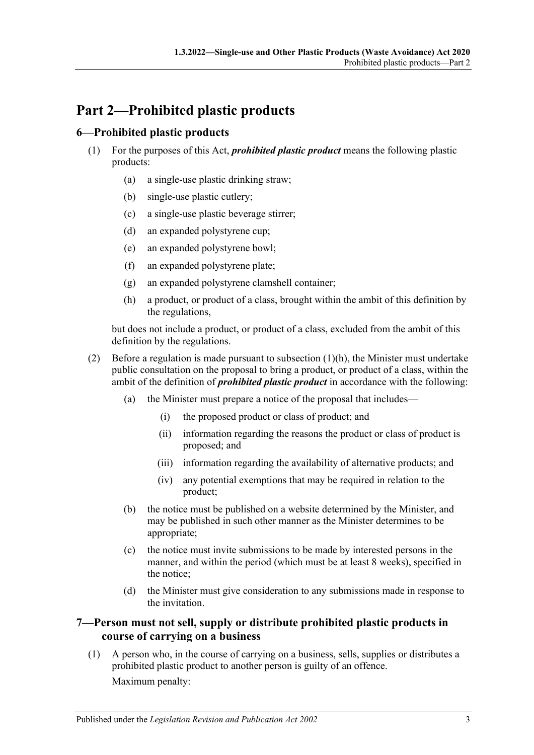# Part 2—Prohibited plastic products

## 6—Prohibited plastic products

(1) For the purposes of this Act, ***prohibited plastic product*** means the following plastic products:

- (a) a single-use plastic drinking straw;
- (b) single-use plastic cutlery;
- (c) a single-use plastic beverage stirrer;
- (d) an expanded polystyrene cup;
- (e) an expanded polystyrene bowl;
- (f) an expanded polystyrene plate;
- (g) an expanded polystyrene clamshell container;
- (h) a product, or product of a class, brought within the ambit of this definition by the regulations,

but does not include a product, or product of a class, excluded from the ambit of this definition by the regulations.

(2) Before a regulation is made pursuant to subsection (1)(h), the Minister must undertake public consultation on the proposal to bring a product, or product of a class, within the ambit of the definition of ***prohibited plastic product*** in accordance with the following:

- (a) the Minister must prepare a notice of the proposal that includes—
  - (i) the proposed product or class of product; and
  - (ii) information regarding the reasons the product or class of product is proposed; and
  - (iii) information regarding the availability of alternative products; and
  - (iv) any potential exemptions that may be required in relation to the product;
- (b) the notice must be published on a website determined by the Minister, and may be published in such other manner as the Minister determines to be appropriate;
- (c) the notice must invite submissions to be made by interested persons in the manner, and within the period (which must be at least 8 weeks), specified in the notice;
- (d) the Minister must give consideration to any submissions made in response to the invitation.

## 7—Person must not sell, supply or distribute prohibited plastic products in course of carrying on a business

(1) A person who, in the course of carrying on a business, sells, supplies or distributes a prohibited plastic product to another person is guilty of an offence.

Maximum penalty: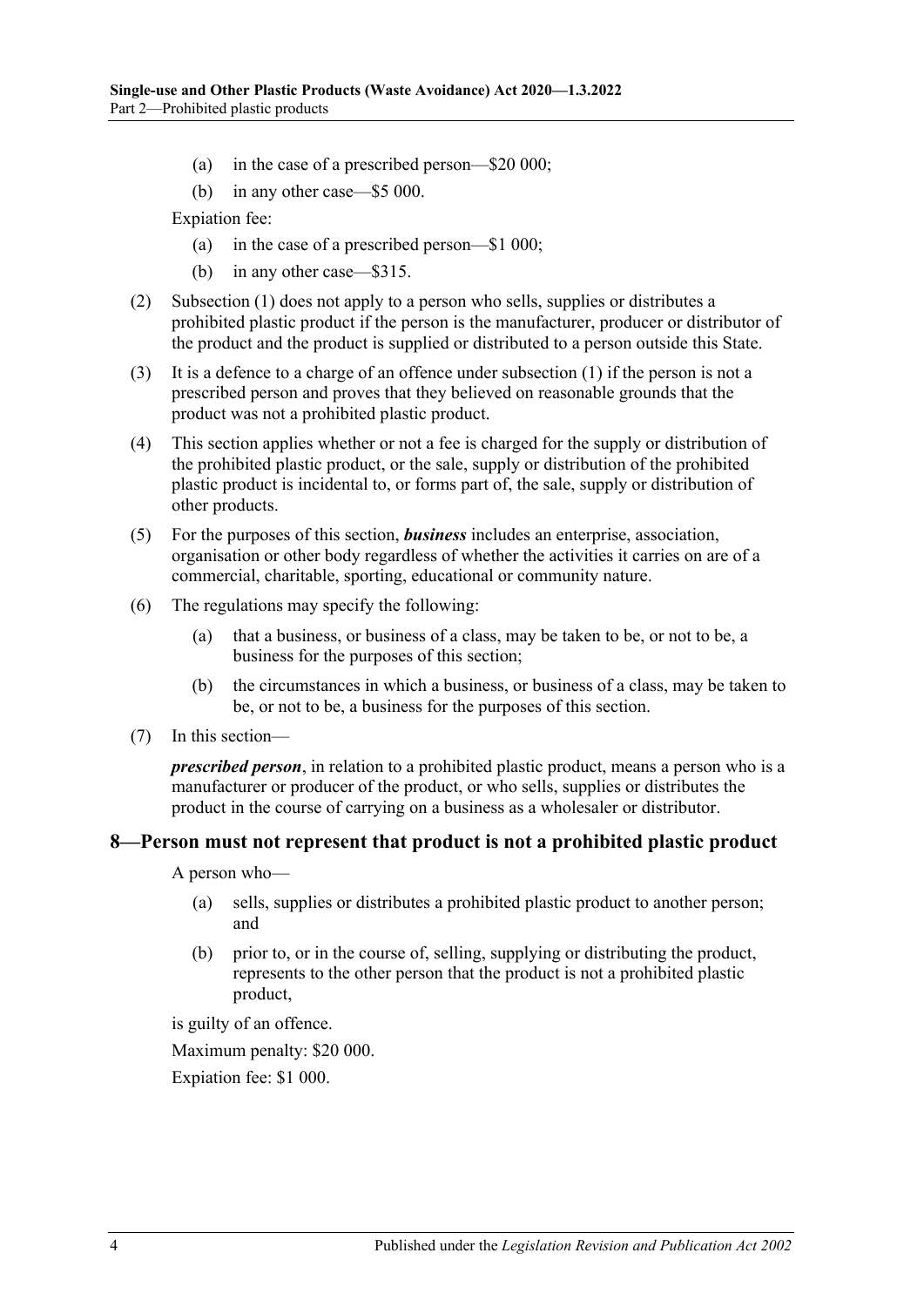(a) in the case of a prescribed person—$20 000;

(b) in any other case—$5 000.

Expiation fee:

(a) in the case of a prescribed person—$1 000;

(b) in any other case—$315.

(2) Subsection (1) does not apply to a person who sells, supplies or distributes a prohibited plastic product if the person is the manufacturer, producer or distributor of the product and the product is supplied or distributed to a person outside this State.

(3) It is a defence to a charge of an offence under subsection (1) if the person is not a prescribed person and proves that they believed on reasonable grounds that the product was not a prohibited plastic product.

(4) This section applies whether or not a fee is charged for the supply or distribution of the prohibited plastic product, or the sale, supply or distribution of the prohibited plastic product is incidental to, or forms part of, the sale, supply or distribution of other products.

(5) For the purposes of this section, ***business*** includes an enterprise, association, organisation or other body regardless of whether the activities it carries on are of a commercial, charitable, sporting, educational or community nature.

(6) The regulations may specify the following:

(a) that a business, or business of a class, may be taken to be, or not to be, a business for the purposes of this section;

(b) the circumstances in which a business, or business of a class, may be taken to be, or not to be, a business for the purposes of this section.

(7) In this section—

***prescribed person***, in relation to a prohibited plastic product, means a person who is a manufacturer or producer of the product, or who sells, supplies or distributes the product in the course of carrying on a business as a wholesaler or distributor.

## 8—Person must not represent that product is not a prohibited plastic product

A person who—

(a) sells, supplies or distributes a prohibited plastic product to another person; and

(b) prior to, or in the course of, selling, supplying or distributing the product, represents to the other person that the product is not a prohibited plastic product,

is guilty of an offence.

Maximum penalty: $20 000.

Expiation fee: $1 000.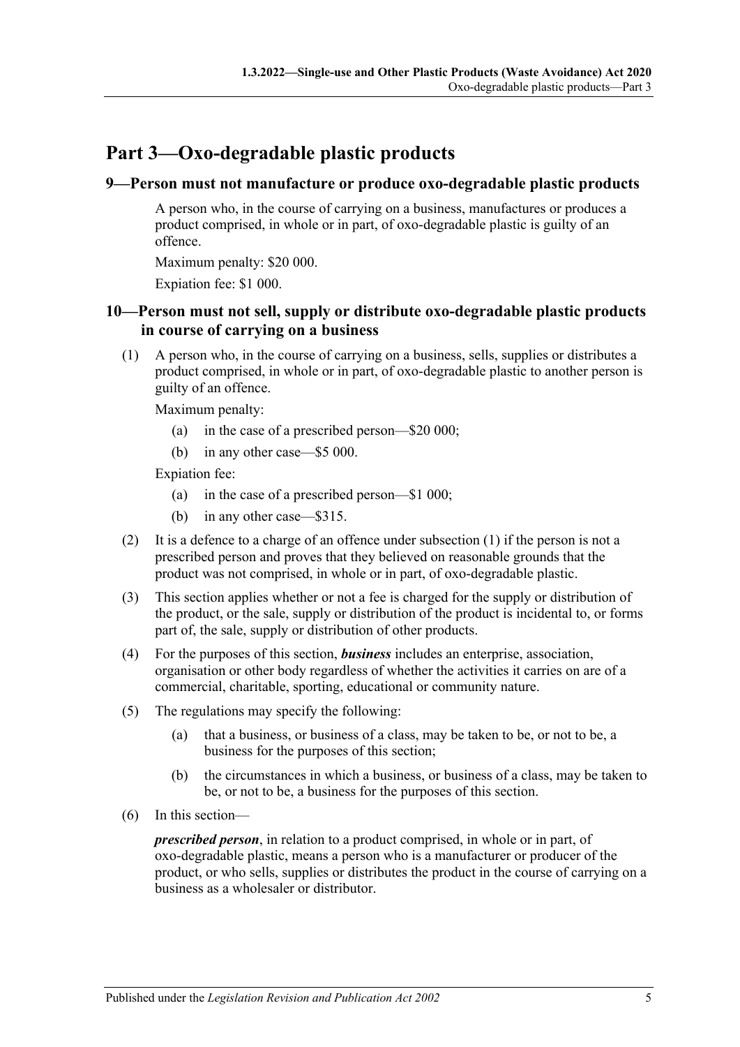# Part 3—Oxo-degradable plastic products

## 9—Person must not manufacture or produce oxo-degradable plastic products

A person who, in the course of carrying on a business, manufactures or produces a product comprised, in whole or in part, of oxo-degradable plastic is guilty of an offence.

Maximum penalty: $20 000.

Expiation fee: $1 000.

## 10—Person must not sell, supply or distribute oxo-degradable plastic products in course of carrying on a business

(1) A person who, in the course of carrying on a business, sells, supplies or distributes a product comprised, in whole or in part, of oxo-degradable plastic to another person is guilty of an offence.

Maximum penalty:

- (a) in the case of a prescribed person—$20 000;
- (b) in any other case—$5 000.

Expiation fee:

- (a) in the case of a prescribed person—$1 000;
- (b) in any other case—$315.

(2) It is a defence to a charge of an offence under subsection (1) if the person is not a prescribed person and proves that they believed on reasonable grounds that the product was not comprised, in whole or in part, of oxo-degradable plastic.

(3) This section applies whether or not a fee is charged for the supply or distribution of the product, or the sale, supply or distribution of the product is incidental to, or forms part of, the sale, supply or distribution of other products.

(4) For the purposes of this section, ***business*** includes an enterprise, association, organisation or other body regardless of whether the activities it carries on are of a commercial, charitable, sporting, educational or community nature.

(5) The regulations may specify the following:

- (a) that a business, or business of a class, may be taken to be, or not to be, a business for the purposes of this section;
- (b) the circumstances in which a business, or business of a class, may be taken to be, or not to be, a business for the purposes of this section.

(6) In this section—

***prescribed person***, in relation to a product comprised, in whole or in part, of oxo-degradable plastic, means a person who is a manufacturer or producer of the product, or who sells, supplies or distributes the product in the course of carrying on a business as a wholesaler or distributor.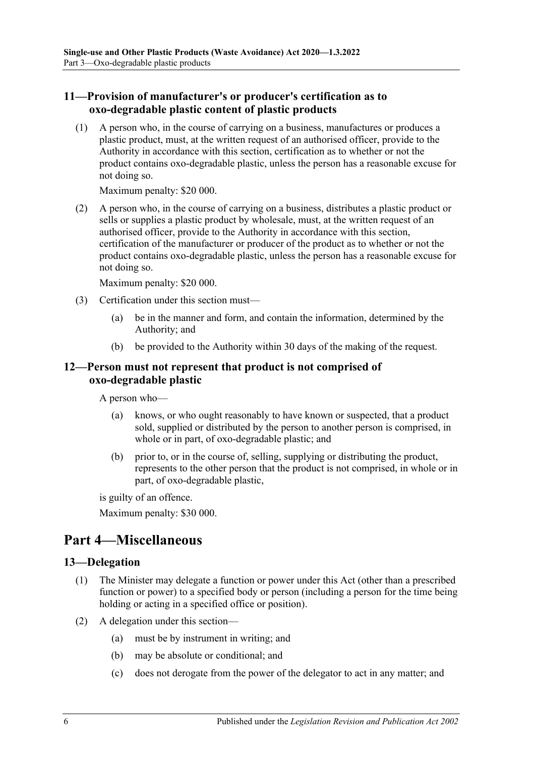### 11—Provision of manufacturer's or producer's certification as to oxo-degradable plastic content of plastic products

(1) A person who, in the course of carrying on a business, manufactures or produces a plastic product, must, at the written request of an authorised officer, provide to the Authority in accordance with this section, certification as to whether or not the product contains oxo-degradable plastic, unless the person has a reasonable excuse for not doing so.

Maximum penalty: $20 000.

(2) A person who, in the course of carrying on a business, distributes a plastic product or sells or supplies a plastic product by wholesale, must, at the written request of an authorised officer, provide to the Authority in accordance with this section, certification of the manufacturer or producer of the product as to whether or not the product contains oxo-degradable plastic, unless the person has a reasonable excuse for not doing so.

Maximum penalty: $20 000.

(3) Certification under this section must—

- (a) be in the manner and form, and contain the information, determined by the Authority; and
- (b) be provided to the Authority within 30 days of the making of the request.

### 12—Person must not represent that product is not comprised of oxo-degradable plastic

A person who—

- (a) knows, or who ought reasonably to have known or suspected, that a product sold, supplied or distributed by the person to another person is comprised, in whole or in part, of oxo-degradable plastic; and
- (b) prior to, or in the course of, selling, supplying or distributing the product, represents to the other person that the product is not comprised, in whole or in part, of oxo-degradable plastic,

is guilty of an offence.

Maximum penalty: $30 000.

## Part 4—Miscellaneous

### 13—Delegation

(1) The Minister may delegate a function or power under this Act (other than a prescribed function or power) to a specified body or person (including a person for the time being holding or acting in a specified office or position).

(2) A delegation under this section—

- (a) must be by instrument in writing; and
- (b) may be absolute or conditional; and
- (c) does not derogate from the power of the delegator to act in any matter; and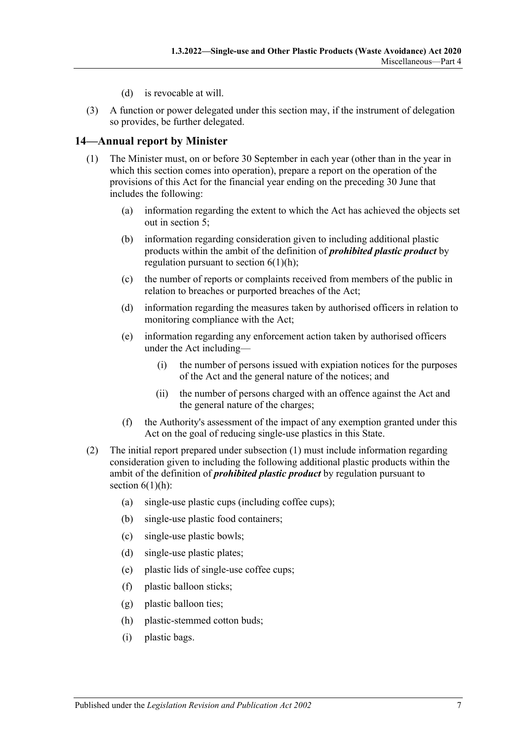(d) is revocable at will.

(3) A function or power delegated under this section may, if the instrument of delegation so provides, be further delegated.

## 14—Annual report by Minister

(1) The Minister must, on or before 30 September in each year (other than in the year in which this section comes into operation), prepare a report on the operation of the provisions of this Act for the financial year ending on the preceding 30 June that includes the following:

  (a) information regarding the extent to which the Act has achieved the objects set out in section 5;

  (b) information regarding consideration given to including additional plastic products within the ambit of the definition of ***prohibited plastic product*** by regulation pursuant to section 6(1)(h);

  (c) the number of reports or complaints received from members of the public in relation to breaches or purported breaches of the Act;

  (d) information regarding the measures taken by authorised officers in relation to monitoring compliance with the Act;

  (e) information regarding any enforcement action taken by authorised officers under the Act including—

    (i) the number of persons issued with expiation notices for the purposes of the Act and the general nature of the notices; and

    (ii) the number of persons charged with an offence against the Act and the general nature of the charges;

  (f) the Authority's assessment of the impact of any exemption granted under this Act on the goal of reducing single-use plastics in this State.

(2) The initial report prepared under subsection (1) must include information regarding consideration given to including the following additional plastic products within the ambit of the definition of ***prohibited plastic product*** by regulation pursuant to section 6(1)(h):

  (a) single-use plastic cups (including coffee cups);

  (b) single-use plastic food containers;

  (c) single-use plastic bowls;

  (d) single-use plastic plates;

  (e) plastic lids of single-use coffee cups;

  (f) plastic balloon sticks;

  (g) plastic balloon ties;

  (h) plastic-stemmed cotton buds;

  (i) plastic bags.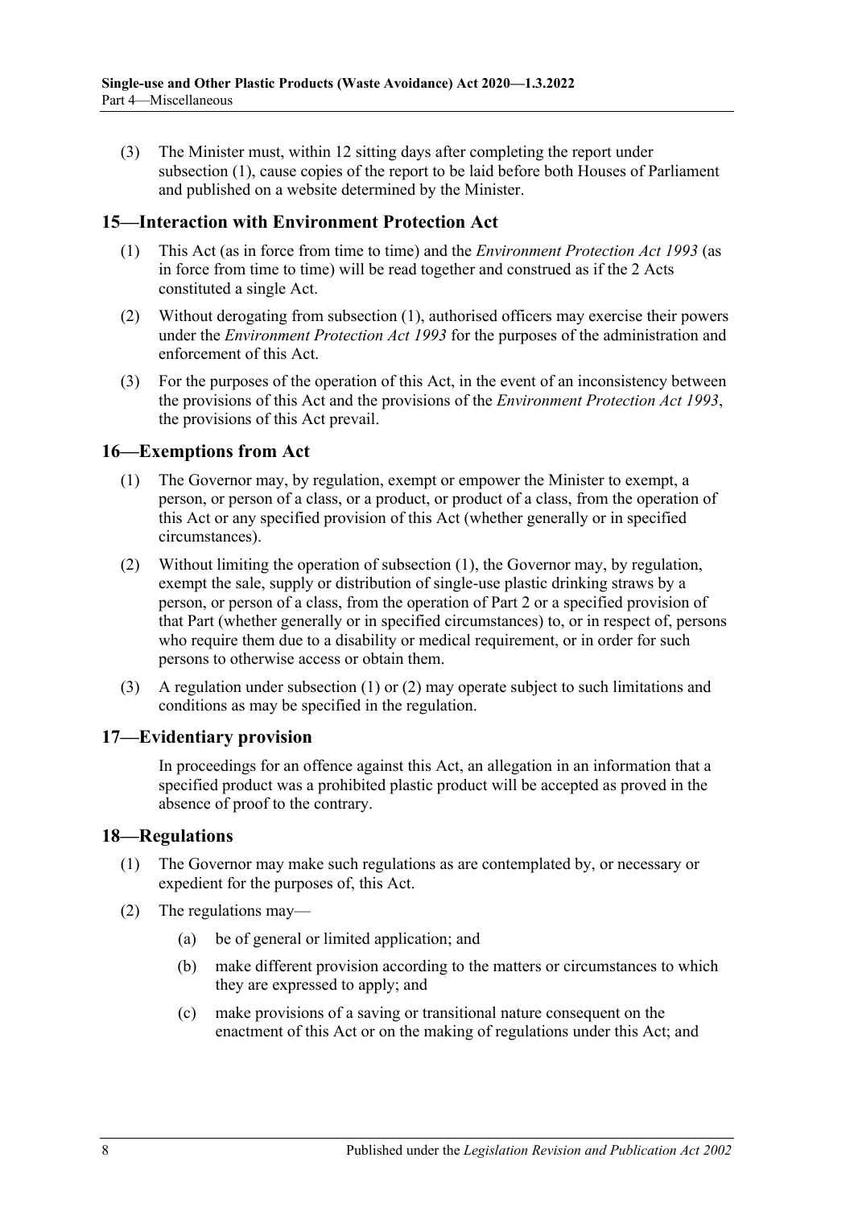(3) The Minister must, within 12 sitting days after completing the report under subsection (1), cause copies of the report to be laid before both Houses of Parliament and published on a website determined by the Minister.

## 15—Interaction with Environment Protection Act

(1) This Act (as in force from time to time) and the *Environment Protection Act 1993* (as in force from time to time) will be read together and construed as if the 2 Acts constituted a single Act.

(2) Without derogating from subsection (1), authorised officers may exercise their powers under the *Environment Protection Act 1993* for the purposes of the administration and enforcement of this Act.

(3) For the purposes of the operation of this Act, in the event of an inconsistency between the provisions of this Act and the provisions of the *Environment Protection Act 1993*, the provisions of this Act prevail.

## 16—Exemptions from Act

(1) The Governor may, by regulation, exempt or empower the Minister to exempt, a person, or person of a class, or a product, or product of a class, from the operation of this Act or any specified provision of this Act (whether generally or in specified circumstances).

(2) Without limiting the operation of subsection (1), the Governor may, by regulation, exempt the sale, supply or distribution of single-use plastic drinking straws by a person, or person of a class, from the operation of Part 2 or a specified provision of that Part (whether generally or in specified circumstances) to, or in respect of, persons who require them due to a disability or medical requirement, or in order for such persons to otherwise access or obtain them.

(3) A regulation under subsection (1) or (2) may operate subject to such limitations and conditions as may be specified in the regulation.

## 17—Evidentiary provision

In proceedings for an offence against this Act, an allegation in an information that a specified product was a prohibited plastic product will be accepted as proved in the absence of proof to the contrary.

## 18—Regulations

(1) The Governor may make such regulations as are contemplated by, or necessary or expedient for the purposes of, this Act.

(2) The regulations may—

  (a) be of general or limited application; and

  (b) make different provision according to the matters or circumstances to which they are expressed to apply; and

  (c) make provisions of a saving or transitional nature consequent on the enactment of this Act or on the making of regulations under this Act; and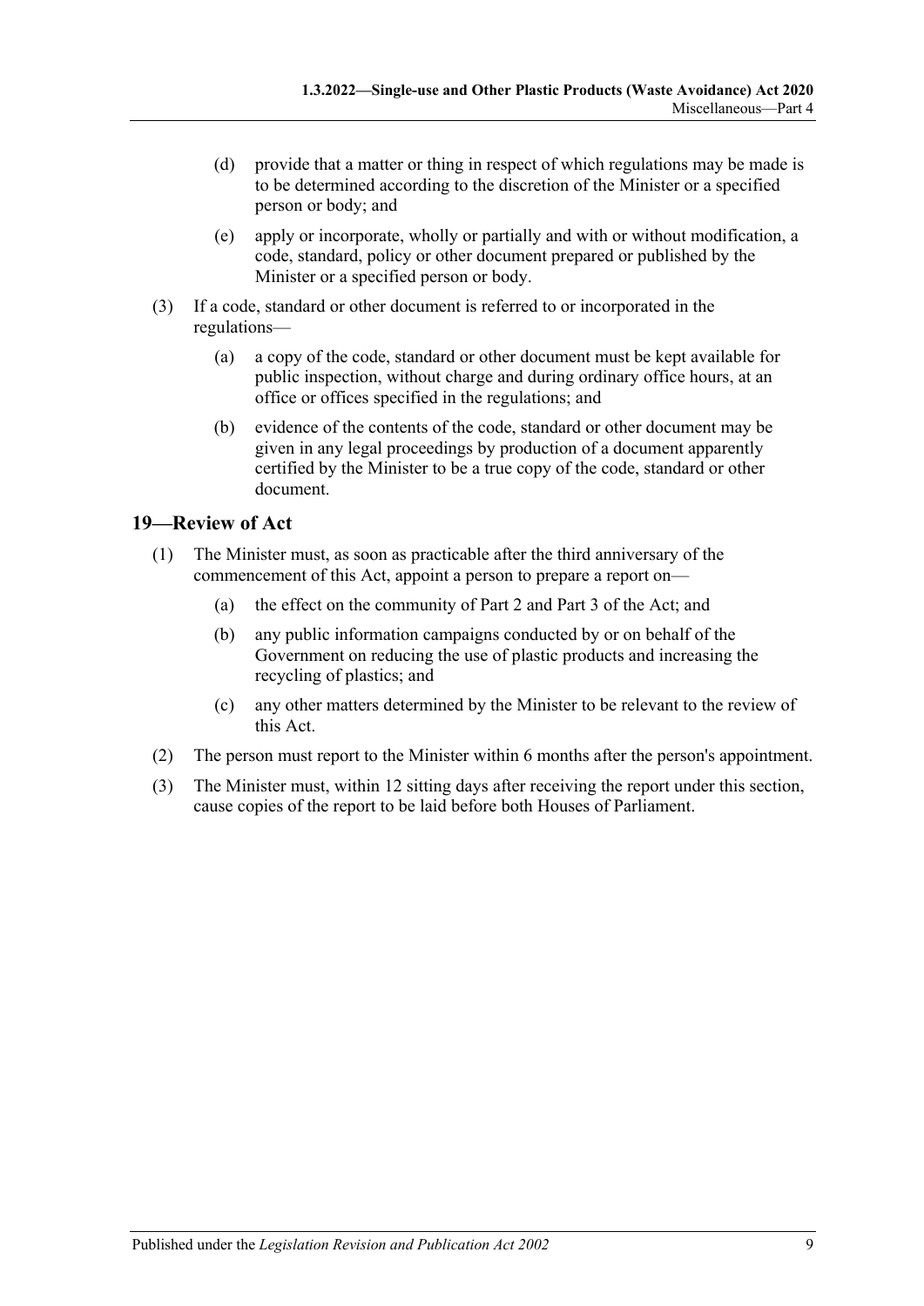(d) provide that a matter or thing in respect of which regulations may be made is to be determined according to the discretion of the Minister or a specified person or body; and

(e) apply or incorporate, wholly or partially and with or without modification, a code, standard, policy or other document prepared or published by the Minister or a specified person or body.

(3) If a code, standard or other document is referred to or incorporated in the regulations—

(a) a copy of the code, standard or other document must be kept available for public inspection, without charge and during ordinary office hours, at an office or offices specified in the regulations; and

(b) evidence of the contents of the code, standard or other document may be given in any legal proceedings by production of a document apparently certified by the Minister to be a true copy of the code, standard or other document.

## 19—Review of Act

(1) The Minister must, as soon as practicable after the third anniversary of the commencement of this Act, appoint a person to prepare a report on—

(a) the effect on the community of Part 2 and Part 3 of the Act; and

(b) any public information campaigns conducted by or on behalf of the Government on reducing the use of plastic products and increasing the recycling of plastics; and

(c) any other matters determined by the Minister to be relevant to the review of this Act.

(2) The person must report to the Minister within 6 months after the person's appointment.

(3) The Minister must, within 12 sitting days after receiving the report under this section, cause copies of the report to be laid before both Houses of Parliament.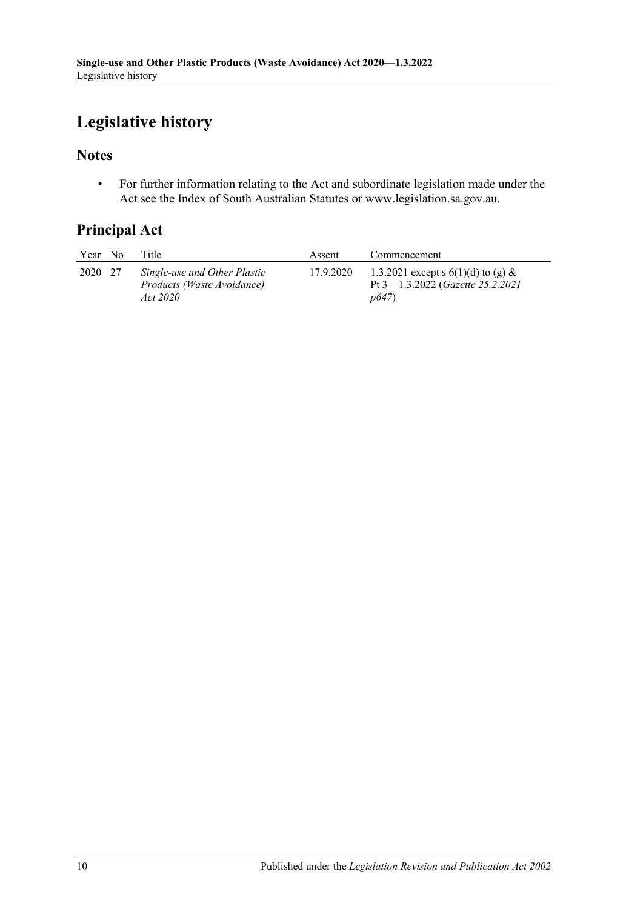# Legislative history

## Notes

- For further information relating to the Act and subordinate legislation made under the Act see the Index of South Australian Statutes or www.legislation.sa.gov.au.

## Principal Act

| Year | No | Title | Assent | Commencement |
|---|---|---|---|---|
| 2020 | 27 | *Single-use and Other Plastic Products (Waste Avoidance) Act 2020* | 17.9.2020 | 1.3.2021 except s 6(1)(d) to (g) & Pt 3—1.3.2022 (*Gazette 25.2.2021 p647*) |